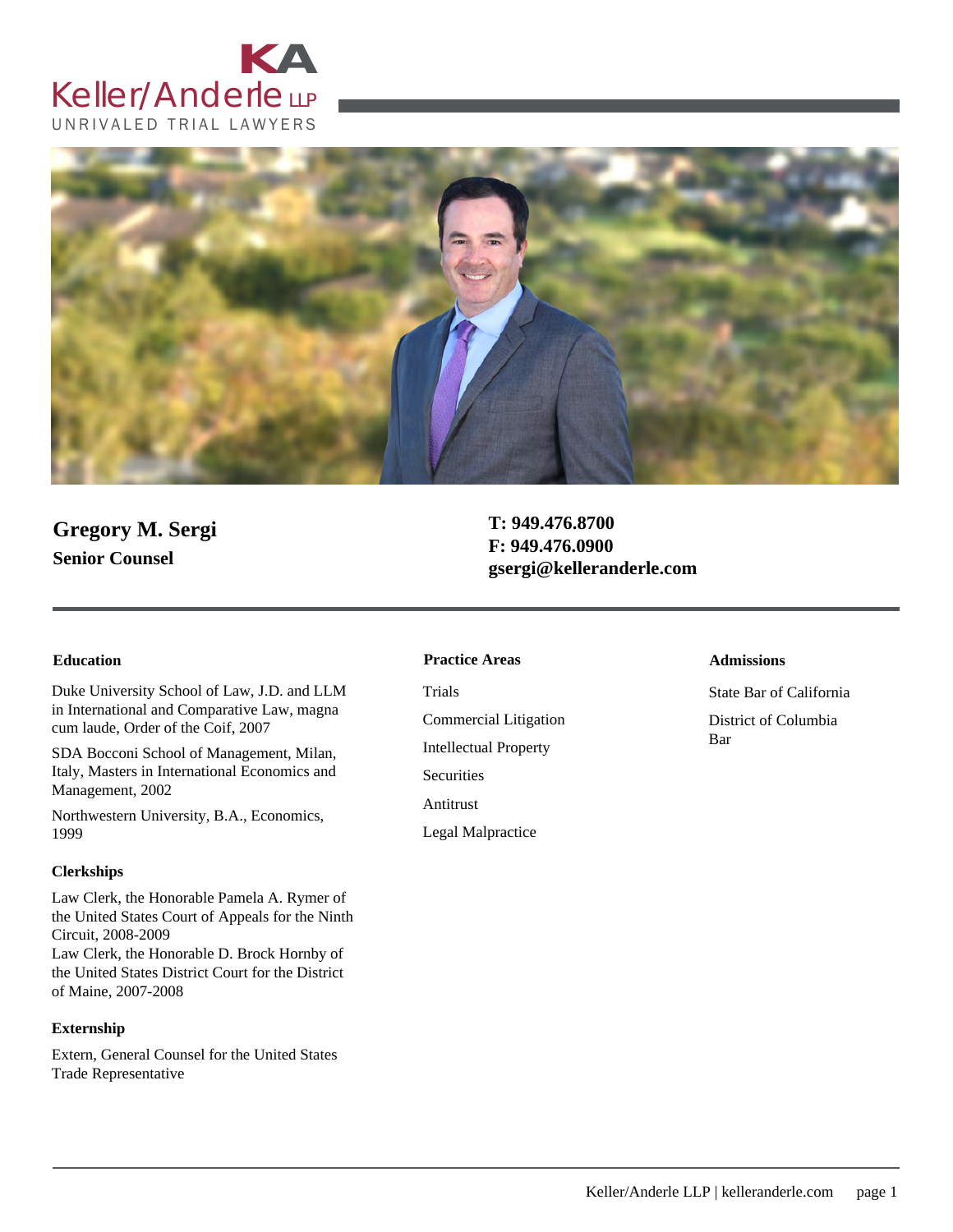Keller/Anderle LLP

UNRIVALED TRIAL LAWYERS

# Gregory M. Sergi

**Senior Counsel**

**T: 949.476.8700**
**F: 949.476.0900**
**gsergi@kelleranderle.com**

### Education

Duke University School of Law, J.D. and LLM in International and Comparative Law, magna cum laude, Order of the Coif, 2007

SDA Bocconi School of Management, Milan, Italy, Masters in International Economics and Management, 2002

Northwestern University, B.A., Economics, 1999

### Clerkships

Law Clerk, the Honorable Pamela A. Rymer of the United States Court of Appeals for the Ninth Circuit, 2008-2009
Law Clerk, the Honorable D. Brock Hornby of the United States District Court for the District of Maine, 2007-2008

### Externship

Extern, General Counsel for the United States Trade Representative

### Practice Areas

Trials

Commercial Litigation

Intellectual Property

Securities

Antitrust

Legal Malpractice

### Admissions

State Bar of California

District of Columbia Bar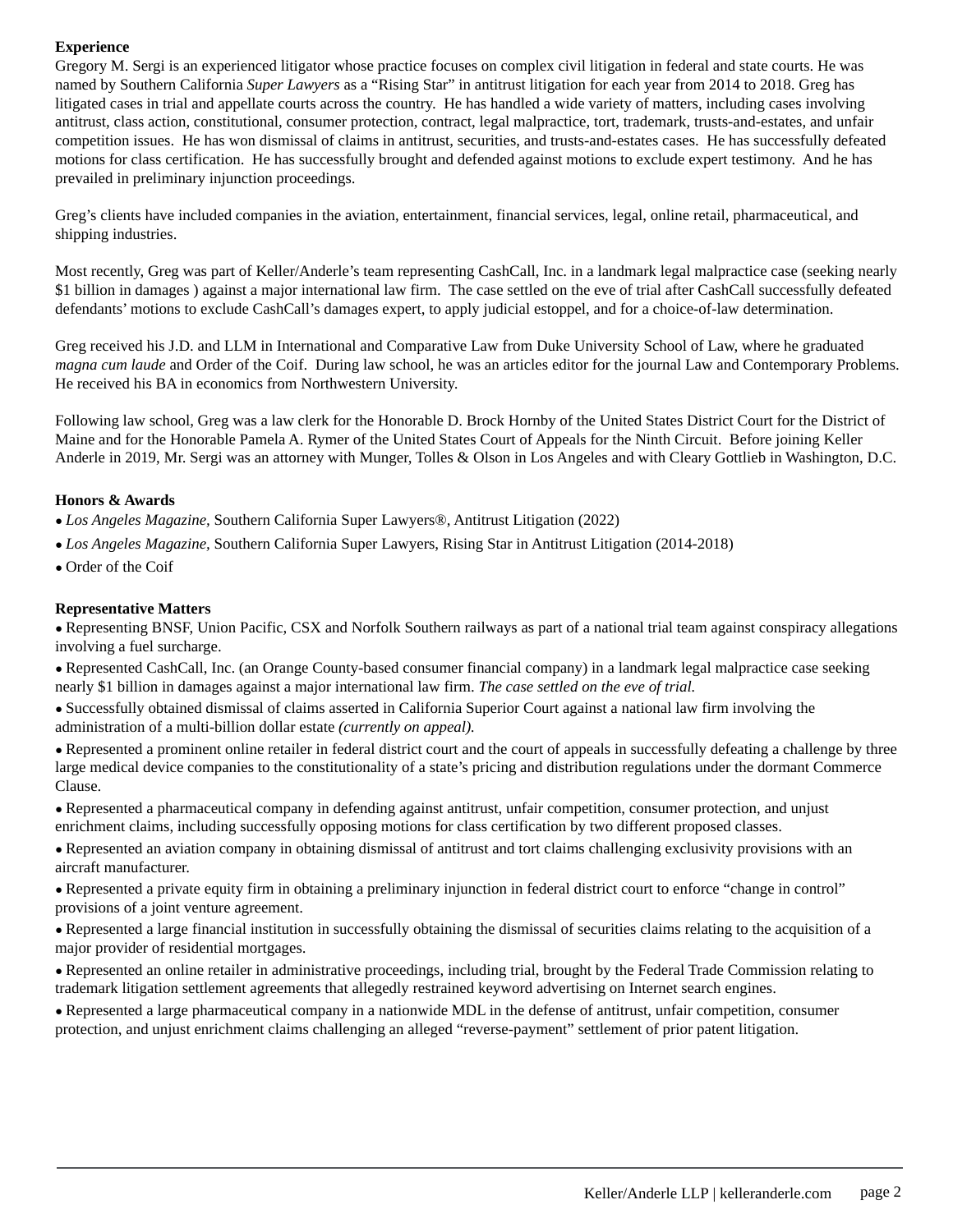**Experience**

Gregory M. Sergi is an experienced litigator whose practice focuses on complex civil litigation in federal and state courts. He was named by Southern California *Super Lawyers* as a "Rising Star" in antitrust litigation for each year from 2014 to 2018. Greg has litigated cases in trial and appellate courts across the country. He has handled a wide variety of matters, including cases involving antitrust, class action, constitutional, consumer protection, contract, legal malpractice, tort, trademark, trusts-and-estates, and unfair competition issues. He has won dismissal of claims in antitrust, securities, and trusts-and-estates cases. He has successfully defeated motions for class certification. He has successfully brought and defended against motions to exclude expert testimony. And he has prevailed in preliminary injunction proceedings.

Greg's clients have included companies in the aviation, entertainment, financial services, legal, online retail, pharmaceutical, and shipping industries.

Most recently, Greg was part of Keller/Anderle's team representing CashCall, Inc. in a landmark legal malpractice case (seeking nearly $1 billion in damages ) against a major international law firm. The case settled on the eve of trial after CashCall successfully defeated defendants' motions to exclude CashCall's damages expert, to apply judicial estoppel, and for a choice-of-law determination.

Greg received his J.D. and LLM in International and Comparative Law from Duke University School of Law, where he graduated *magna cum laude* and Order of the Coif. During law school, he was an articles editor for the journal Law and Contemporary Problems. He received his BA in economics from Northwestern University.

Following law school, Greg was a law clerk for the Honorable D. Brock Hornby of the United States District Court for the District of Maine and for the Honorable Pamela A. Rymer of the United States Court of Appeals for the Ninth Circuit. Before joining Keller Anderle in 2019, Mr. Sergi was an attorney with Munger, Tolles & Olson in Los Angeles and with Cleary Gottlieb in Washington, D.C.

**Honors & Awards**

- *Los Angeles Magazine,* Southern California Super Lawyers®, Antitrust Litigation (2022)
- *Los Angeles Magazine,* Southern California Super Lawyers, Rising Star in Antitrust Litigation (2014-2018)
- Order of the Coif

**Representative Matters**

- Representing BNSF, Union Pacific, CSX and Norfolk Southern railways as part of a national trial team against conspiracy allegations involving a fuel surcharge.
- Represented CashCall, Inc. (an Orange County-based consumer financial company) in a landmark legal malpractice case seeking nearly $1 billion in damages against a major international law firm. *The case settled on the eve of trial.*
- Successfully obtained dismissal of claims asserted in California Superior Court against a national law firm involving the administration of a multi-billion dollar estate *(currently on appeal).*
- Represented a prominent online retailer in federal district court and the court of appeals in successfully defeating a challenge by three large medical device companies to the constitutionality of a state's pricing and distribution regulations under the dormant Commerce Clause.
- Represented a pharmaceutical company in defending against antitrust, unfair competition, consumer protection, and unjust enrichment claims, including successfully opposing motions for class certification by two different proposed classes.
- Represented an aviation company in obtaining dismissal of antitrust and tort claims challenging exclusivity provisions with an aircraft manufacturer.
- Represented a private equity firm in obtaining a preliminary injunction in federal district court to enforce "change in control" provisions of a joint venture agreement.
- Represented a large financial institution in successfully obtaining the dismissal of securities claims relating to the acquisition of a major provider of residential mortgages.
- Represented an online retailer in administrative proceedings, including trial, brought by the Federal Trade Commission relating to trademark litigation settlement agreements that allegedly restrained keyword advertising on Internet search engines.
- Represented a large pharmaceutical company in a nationwide MDL in the defense of antitrust, unfair competition, consumer protection, and unjust enrichment claims challenging an alleged "reverse-payment" settlement of prior patent litigation.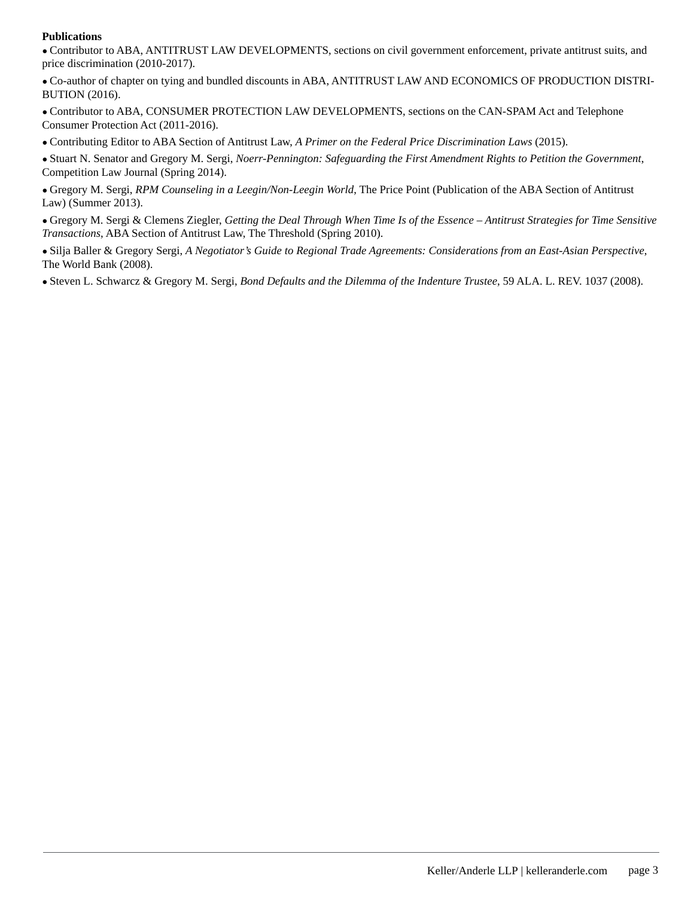**Publications**

- Contributor to ABA, ANTITRUST LAW DEVELOPMENTS, sections on civil government enforcement, private antitrust suits, and price discrimination (2010-2017).
- Co-author of chapter on tying and bundled discounts in ABA, ANTITRUST LAW AND ECONOMICS OF PRODUCTION DISTRIBUTION (2016).
- Contributor to ABA, CONSUMER PROTECTION LAW DEVELOPMENTS, sections on the CAN-SPAM Act and Telephone Consumer Protection Act (2011-2016).
- Contributing Editor to ABA Section of Antitrust Law, *A Primer on the Federal Price Discrimination Laws* (2015).
- Stuart N. Senator and Gregory M. Sergi, *Noerr-Pennington: Safeguarding the First Amendment Rights to Petition the Government*, Competition Law Journal (Spring 2014).
- Gregory M. Sergi, *RPM Counseling in a Leegin/Non-Leegin World*, The Price Point (Publication of the ABA Section of Antitrust Law) (Summer 2013).
- Gregory M. Sergi & Clemens Ziegler, *Getting the Deal Through When Time Is of the Essence – Antitrust Strategies for Time Sensitive Transactions*, ABA Section of Antitrust Law, The Threshold (Spring 2010).
- Silja Baller & Gregory Sergi, *A Negotiator's Guide to Regional Trade Agreements: Considerations from an East-Asian Perspective*, The World Bank (2008).
- Steven L. Schwarcz & Gregory M. Sergi, *Bond Defaults and the Dilemma of the Indenture Trustee*, 59 ALA. L. REV. 1037 (2008).